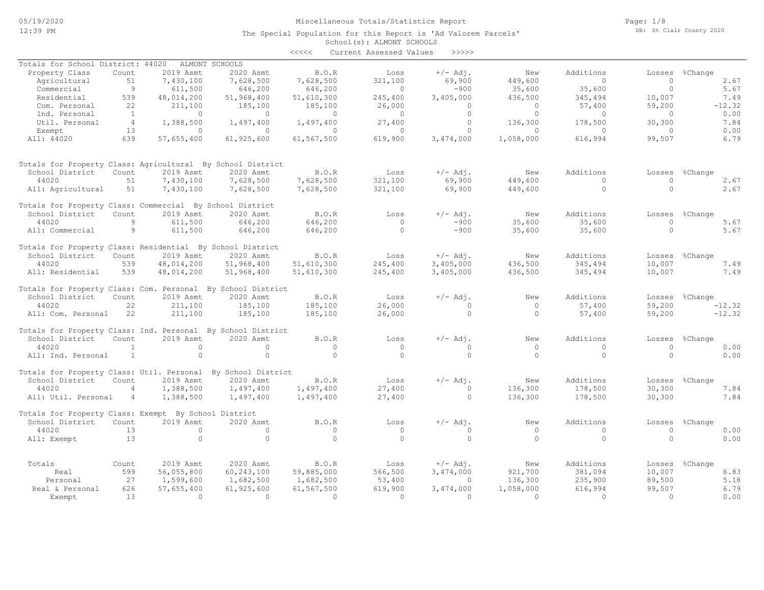# Miscellaneous Totals/Statistics Report

The Special Population for this Report is 'Ad Valorem Parcels'

School(s): ALMONT SCHOOLS

<<<<< Current Assessed Values >>>>>

## Totals for School District: 44020 ALMONT SCHOOLS

| Property Class | Count | 2019 Asmt | 2020 Asmt | B.O.R | Loss | +/- Adj. | New | Additions | Losses | %Change |
|---|---|---|---|---|---|---|---|---|---|---|
| Agricultural | 51 | 7,430,100 | 7,628,500 | 7,628,500 | 321,100 | 69,900 | 449,600 | 0 | 0 | 2.67 |
| Commercial | 9 | 611,500 | 646,200 | 646,200 | 0 | -900 | 35,600 | 35,600 | 0 | 5.67 |
| Residential | 539 | 48,014,200 | 51,968,400 | 51,610,300 | 245,400 | 3,405,000 | 436,500 | 345,494 | 10,007 | 7.49 |
| Com. Personal | 22 | 211,100 | 185,100 | 185,100 | 26,000 | 0 | 0 | 57,400 | 59,200 | -12.32 |
| Ind. Personal | 1 | 0 | 0 | 0 | 0 | 0 | 0 | 0 | 0 | 0.00 |
| Util. Personal | 4 | 1,388,500 | 1,497,400 | 1,497,400 | 27,400 | 0 | 136,300 | 178,500 | 30,300 | 7.84 |
| Exempt | 13 | 0 | 0 | 0 | 0 | 0 | 0 | 0 | 0 | 0.00 |
| All: 44020 | 639 | 57,655,400 | 61,925,600 | 61,567,500 | 619,900 | 3,474,000 | 1,058,000 | 616,994 | 99,507 | 6.79 |

## Totals for Property Class: Agricultural By School District

| School District | Count | 2019 Asmt | 2020 Asmt | B.O.R | Loss | +/- Adj. | New | Additions | Losses | %Change |
|---|---|---|---|---|---|---|---|---|---|---|
| 44020 | 51 | 7,430,100 | 7,628,500 | 7,628,500 | 321,100 | 69,900 | 449,600 | 0 | 0 | 2.67 |
| All: Agricultural | 51 | 7,430,100 | 7,628,500 | 7,628,500 | 321,100 | 69,900 | 449,600 | 0 | 0 | 2.67 |

## Totals for Property Class: Commercial By School District

| School District | Count | 2019 Asmt | 2020 Asmt | B.O.R | Loss | +/- Adj. | New | Additions | Losses | %Change |
|---|---|---|---|---|---|---|---|---|---|---|
| 44020 | 9 | 611,500 | 646,200 | 646,200 | 0 | -900 | 35,600 | 35,600 | 0 | 5.67 |
| All: Commercial | 9 | 611,500 | 646,200 | 646,200 | 0 | -900 | 35,600 | 35,600 | 0 | 5.67 |

## Totals for Property Class: Residential By School District

| School District | Count | 2019 Asmt | 2020 Asmt | B.O.R | Loss | +/- Adj. | New | Additions | Losses | %Change |
|---|---|---|---|---|---|---|---|---|---|---|
| 44020 | 539 | 48,014,200 | 51,968,400 | 51,610,300 | 245,400 | 3,405,000 | 436,500 | 345,494 | 10,007 | 7.49 |
| All: Residential | 539 | 48,014,200 | 51,968,400 | 51,610,300 | 245,400 | 3,405,000 | 436,500 | 345,494 | 10,007 | 7.49 |

## Totals for Property Class: Com. Personal By School District

| School District | Count | 2019 Asmt | 2020 Asmt | B.O.R | Loss | +/- Adj. | New | Additions | Losses | %Change |
|---|---|---|---|---|---|---|---|---|---|---|
| 44020 | 22 | 211,100 | 185,100 | 185,100 | 26,000 | 0 | 0 | 57,400 | 59,200 | -12.32 |
| All: Com. Personal | 22 | 211,100 | 185,100 | 185,100 | 26,000 | 0 | 0 | 57,400 | 59,200 | -12.32 |

## Totals for Property Class: Ind. Personal By School District

| School District | Count | 2019 Asmt | 2020 Asmt | B.O.R | Loss | +/- Adj. | New | Additions | Losses | %Change |
|---|---|---|---|---|---|---|---|---|---|---|
| 44020 | 1 | 0 | 0 | 0 | 0 | 0 | 0 | 0 | 0 | 0.00 |
| All: Ind. Personal | 1 | 0 | 0 | 0 | 0 | 0 | 0 | 0 | 0 | 0.00 |

## Totals for Property Class: Util. Personal By School District

| School District | Count | 2019 Asmt | 2020 Asmt | B.O.R | Loss | +/- Adj. | New | Additions | Losses | %Change |
|---|---|---|---|---|---|---|---|---|---|---|
| 44020 | 4 | 1,388,500 | 1,497,400 | 1,497,400 | 27,400 | 0 | 136,300 | 178,500 | 30,300 | 7.84 |
| All: Util. Personal | 4 | 1,388,500 | 1,497,400 | 1,497,400 | 27,400 | 0 | 136,300 | 178,500 | 30,300 | 7.84 |

## Totals for Property Class: Exempt By School District

| School District | Count | 2019 Asmt | 2020 Asmt | B.O.R | Loss | +/- Adj. | New | Additions | Losses | %Change |
|---|---|---|---|---|---|---|---|---|---|---|
| 44020 | 13 | 0 | 0 | 0 | 0 | 0 | 0 | 0 | 0 | 0.00 |
| All: Exempt | 13 | 0 | 0 | 0 | 0 | 0 | 0 | 0 | 0 | 0.00 |

## Totals

| Totals | Count | 2019 Asmt | 2020 Asmt | B.O.R | Loss | +/- Adj. | New | Additions | Losses | %Change |
|---|---|---|---|---|---|---|---|---|---|---|
| Real | 599 | 56,055,800 | 60,243,100 | 59,885,000 | 566,500 | 3,474,000 | 921,700 | 381,094 | 10,007 | 6.83 |
| Personal | 27 | 1,599,600 | 1,682,500 | 1,682,500 | 53,400 | 0 | 136,300 | 235,900 | 89,500 | 5.18 |
| Real & Personal | 626 | 57,655,400 | 61,925,600 | 61,567,500 | 619,900 | 3,474,000 | 1,058,000 | 616,994 | 99,507 | 6.79 |
| Exempt | 13 | 0 | 0 | 0 | 0 | 0 | 0 | 0 | 0 | 0.00 |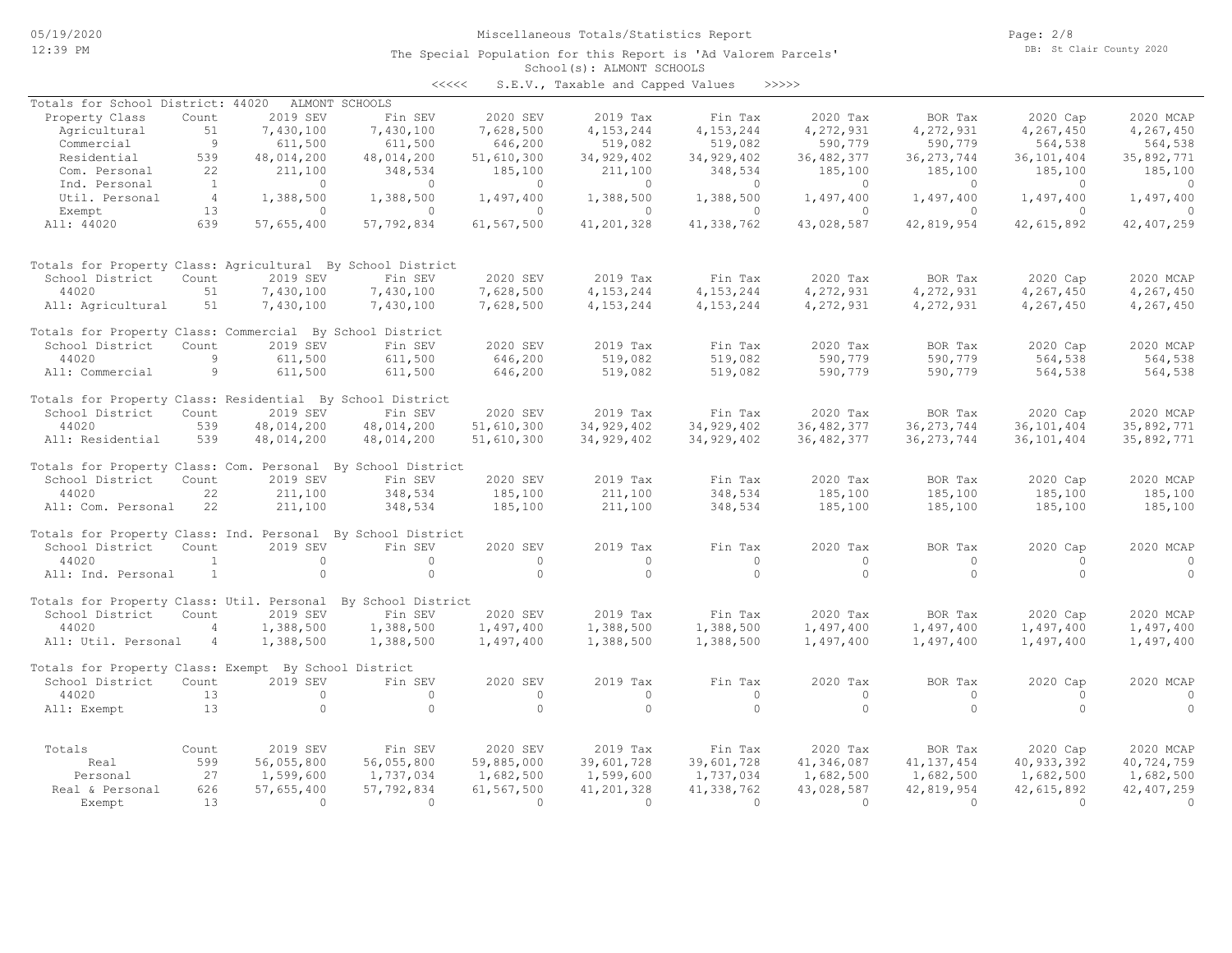Miscellaneous Totals/Statistics Report

The Special Population for this Report is 'Ad Valorem Parcels'

School(s): ALMONT SCHOOLS

<<<<< S.E.V., Taxable and Capped Values >>>>>

Totals for School District: 44020 ALMONT SCHOOLS

| Property Class | Count | 2019 SEV | Fin SEV | 2020 SEV | 2019 Tax | Fin Tax | 2020 Tax | BOR Tax | 2020 Cap | 2020 MCAP |
|---|---|---|---|---|---|---|---|---|---|---|
| Agricultural | 51 | 7,430,100 | 7,430,100 | 7,628,500 | 4,153,244 | 4,153,244 | 4,272,931 | 4,272,931 | 4,267,450 | 4,267,450 |
| Commercial | 9 | 611,500 | 611,500 | 646,200 | 519,082 | 519,082 | 590,779 | 590,779 | 564,538 | 564,538 |
| Residential | 539 | 48,014,200 | 48,014,200 | 51,610,300 | 34,929,402 | 34,929,402 | 36,482,377 | 36,273,744 | 36,101,404 | 35,892,771 |
| Com. Personal | 22 | 211,100 | 348,534 | 185,100 | 211,100 | 348,534 | 185,100 | 185,100 | 185,100 | 185,100 |
| Ind. Personal | 1 | 0 | 0 | 0 | 0 | 0 | 0 | 0 | 0 | 0 |
| Util. Personal | 4 | 1,388,500 | 1,388,500 | 1,497,400 | 1,388,500 | 1,388,500 | 1,497,400 | 1,497,400 | 1,497,400 | 1,497,400 |
| Exempt | 13 | 0 | 0 | 0 | 0 | 0 | 0 | 0 | 0 | 0 |
| All: 44020 | 639 | 57,655,400 | 57,792,834 | 61,567,500 | 41,201,328 | 41,338,762 | 43,028,587 | 42,819,954 | 42,615,892 | 42,407,259 |

Totals for Property Class: Agricultural By School District

| School District | Count | 2019 SEV | Fin SEV | 2020 SEV | 2019 Tax | Fin Tax | 2020 Tax | BOR Tax | 2020 Cap | 2020 MCAP |
|---|---|---|---|---|---|---|---|---|---|---|
| 44020 | 51 | 7,430,100 | 7,430,100 | 7,628,500 | 4,153,244 | 4,153,244 | 4,272,931 | 4,272,931 | 4,267,450 | 4,267,450 |
| All: Agricultural | 51 | 7,430,100 | 7,430,100 | 7,628,500 | 4,153,244 | 4,153,244 | 4,272,931 | 4,272,931 | 4,267,450 | 4,267,450 |

Totals for Property Class: Commercial By School District

| School District | Count | 2019 SEV | Fin SEV | 2020 SEV | 2019 Tax | Fin Tax | 2020 Tax | BOR Tax | 2020 Cap | 2020 MCAP |
|---|---|---|---|---|---|---|---|---|---|---|
| 44020 | 9 | 611,500 | 611,500 | 646,200 | 519,082 | 519,082 | 590,779 | 590,779 | 564,538 | 564,538 |
| All: Commercial | 9 | 611,500 | 611,500 | 646,200 | 519,082 | 519,082 | 590,779 | 590,779 | 564,538 | 564,538 |

Totals for Property Class: Residential By School District

| School District | Count | 2019 SEV | Fin SEV | 2020 SEV | 2019 Tax | Fin Tax | 2020 Tax | BOR Tax | 2020 Cap | 2020 MCAP |
|---|---|---|---|---|---|---|---|---|---|---|
| 44020 | 539 | 48,014,200 | 48,014,200 | 51,610,300 | 34,929,402 | 34,929,402 | 36,482,377 | 36,273,744 | 36,101,404 | 35,892,771 |
| All: Residential | 539 | 48,014,200 | 48,014,200 | 51,610,300 | 34,929,402 | 34,929,402 | 36,482,377 | 36,273,744 | 36,101,404 | 35,892,771 |

Totals for Property Class: Com. Personal By School District

| School District | Count | 2019 SEV | Fin SEV | 2020 SEV | 2019 Tax | Fin Tax | 2020 Tax | BOR Tax | 2020 Cap | 2020 MCAP |
|---|---|---|---|---|---|---|---|---|---|---|
| 44020 | 22 | 211,100 | 348,534 | 185,100 | 211,100 | 348,534 | 185,100 | 185,100 | 185,100 | 185,100 |
| All: Com. Personal | 22 | 211,100 | 348,534 | 185,100 | 211,100 | 348,534 | 185,100 | 185,100 | 185,100 | 185,100 |

Totals for Property Class: Ind. Personal By School District

| School District | Count | 2019 SEV | Fin SEV | 2020 SEV | 2019 Tax | Fin Tax | 2020 Tax | BOR Tax | 2020 Cap | 2020 MCAP |
|---|---|---|---|---|---|---|---|---|---|---|
| 44020 | 1 | 0 | 0 | 0 | 0 | 0 | 0 | 0 | 0 | 0 |
| All: Ind. Personal | 1 | 0 | 0 | 0 | 0 | 0 | 0 | 0 | 0 | 0 |

Totals for Property Class: Util. Personal By School District

| School District | Count | 2019 SEV | Fin SEV | 2020 SEV | 2019 Tax | Fin Tax | 2020 Tax | BOR Tax | 2020 Cap | 2020 MCAP |
|---|---|---|---|---|---|---|---|---|---|---|
| 44020 | 4 | 1,388,500 | 1,388,500 | 1,497,400 | 1,388,500 | 1,388,500 | 1,497,400 | 1,497,400 | 1,497,400 | 1,497,400 |
| All: Util. Personal | 4 | 1,388,500 | 1,388,500 | 1,497,400 | 1,388,500 | 1,388,500 | 1,497,400 | 1,497,400 | 1,497,400 | 1,497,400 |

Totals for Property Class: Exempt By School District

| School District | Count | 2019 SEV | Fin SEV | 2020 SEV | 2019 Tax | Fin Tax | 2020 Tax | BOR Tax | 2020 Cap | 2020 MCAP |
|---|---|---|---|---|---|---|---|---|---|---|
| 44020 | 13 | 0 | 0 | 0 | 0 | 0 | 0 | 0 | 0 | 0 |
| All: Exempt | 13 | 0 | 0 | 0 | 0 | 0 | 0 | 0 | 0 | 0 |

| Totals | Count | 2019 SEV | Fin SEV | 2020 SEV | 2019 Tax | Fin Tax | 2020 Tax | BOR Tax | 2020 Cap | 2020 MCAP |
|---|---|---|---|---|---|---|---|---|---|---|
| Real | 599 | 56,055,800 | 56,055,800 | 59,885,000 | 39,601,728 | 39,601,728 | 41,346,087 | 41,137,454 | 40,933,392 | 40,724,759 |
| Personal | 27 | 1,599,600 | 1,737,034 | 1,682,500 | 1,599,600 | 1,737,034 | 1,682,500 | 1,682,500 | 1,682,500 | 1,682,500 |
| Real & Personal | 626 | 57,655,400 | 57,792,834 | 61,567,500 | 41,201,328 | 41,338,762 | 43,028,587 | 42,819,954 | 42,615,892 | 42,407,259 |
| Exempt | 13 | 0 | 0 | 0 | 0 | 0 | 0 | 0 | 0 | 0 |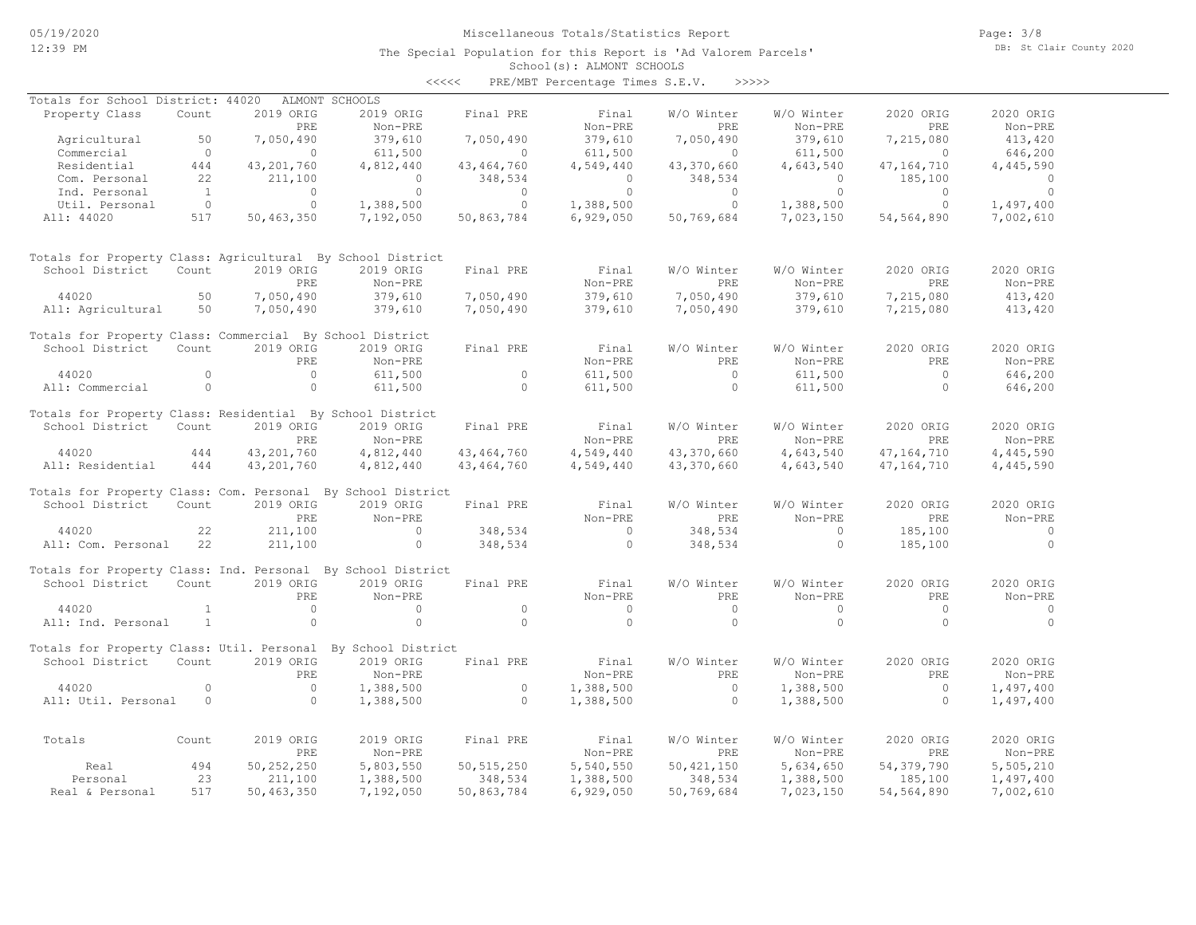# Miscellaneous Totals/Statistics Report

The Special Population for this Report is 'Ad Valorem Parcels'

School(s): ALMONT SCHOOLS

<<<<< PRE/MBT Percentage Times S.E.V. >>>>>

## Totals for School District: 44020 ALMONT SCHOOLS

| Property Class | Count | 2019 ORIG PRE | 2019 ORIG Non-PRE | Final PRE | Final Non-PRE | W/O Winter PRE | W/O Winter Non-PRE | 2020 ORIG PRE | 2020 ORIG Non-PRE |
|---|---|---|---|---|---|---|---|---|---|
| Agricultural | 50 | 7,050,490 | 379,610 | 7,050,490 | 379,610 | 7,050,490 | 379,610 | 7,215,080 | 413,420 |
| Commercial | 0 | 0 | 611,500 | 0 | 611,500 | 0 | 611,500 | 0 | 646,200 |
| Residential | 444 | 43,201,760 | 4,812,440 | 43,464,760 | 4,549,440 | 43,370,660 | 4,643,540 | 47,164,710 | 4,445,590 |
| Com. Personal | 22 | 211,100 | 0 | 348,534 | 0 | 348,534 | 0 | 185,100 | 0 |
| Ind. Personal | 1 | 0 | 0 | 0 | 0 | 0 | 0 | 0 | 0 |
| Util. Personal | 0 | 0 | 1,388,500 | 0 | 1,388,500 | 0 | 1,388,500 | 0 | 1,497,400 |
| All: 44020 | 517 | 50,463,350 | 7,192,050 | 50,863,784 | 6,929,050 | 50,769,684 | 7,023,150 | 54,564,890 | 7,002,610 |

## Totals for Property Class: Agricultural By School District

| School District | Count | 2019 ORIG PRE | 2019 ORIG Non-PRE | Final PRE | Final Non-PRE | W/O Winter PRE | W/O Winter Non-PRE | 2020 ORIG PRE | 2020 ORIG Non-PRE |
|---|---|---|---|---|---|---|---|---|---|
| 44020 | 50 | 7,050,490 | 379,610 | 7,050,490 | 379,610 | 7,050,490 | 379,610 | 7,215,080 | 413,420 |
| All: Agricultural | 50 | 7,050,490 | 379,610 | 7,050,490 | 379,610 | 7,050,490 | 379,610 | 7,215,080 | 413,420 |

## Totals for Property Class: Commercial By School District

| School District | Count | 2019 ORIG PRE | 2019 ORIG Non-PRE | Final PRE | Final Non-PRE | W/O Winter PRE | W/O Winter Non-PRE | 2020 ORIG PRE | 2020 ORIG Non-PRE |
|---|---|---|---|---|---|---|---|---|---|
| 44020 | 0 | 0 | 611,500 | 0 | 611,500 | 0 | 611,500 | 0 | 646,200 |
| All: Commercial | 0 | 0 | 611,500 | 0 | 611,500 | 0 | 611,500 | 0 | 646,200 |

## Totals for Property Class: Residential By School District

| School District | Count | 2019 ORIG PRE | 2019 ORIG Non-PRE | Final PRE | Final Non-PRE | W/O Winter PRE | W/O Winter Non-PRE | 2020 ORIG PRE | 2020 ORIG Non-PRE |
|---|---|---|---|---|---|---|---|---|---|
| 44020 | 444 | 43,201,760 | 4,812,440 | 43,464,760 | 4,549,440 | 43,370,660 | 4,643,540 | 47,164,710 | 4,445,590 |
| All: Residential | 444 | 43,201,760 | 4,812,440 | 43,464,760 | 4,549,440 | 43,370,660 | 4,643,540 | 47,164,710 | 4,445,590 |

## Totals for Property Class: Com. Personal By School District

| School District | Count | 2019 ORIG PRE | 2019 ORIG Non-PRE | Final PRE | Final Non-PRE | W/O Winter PRE | W/O Winter Non-PRE | 2020 ORIG PRE | 2020 ORIG Non-PRE |
|---|---|---|---|---|---|---|---|---|---|
| 44020 | 22 | 211,100 | 0 | 348,534 | 0 | 348,534 | 0 | 185,100 | 0 |
| All: Com. Personal | 22 | 211,100 | 0 | 348,534 | 0 | 348,534 | 0 | 185,100 | 0 |

## Totals for Property Class: Ind. Personal By School District

| School District | Count | 2019 ORIG PRE | 2019 ORIG Non-PRE | Final PRE | Final Non-PRE | W/O Winter PRE | W/O Winter Non-PRE | 2020 ORIG PRE | 2020 ORIG Non-PRE |
|---|---|---|---|---|---|---|---|---|---|
| 44020 | 1 | 0 | 0 | 0 | 0 | 0 | 0 | 0 | 0 |
| All: Ind. Personal | 1 | 0 | 0 | 0 | 0 | 0 | 0 | 0 | 0 |

## Totals for Property Class: Util. Personal By School District

| School District | Count | 2019 ORIG PRE | 2019 ORIG Non-PRE | Final PRE | Final Non-PRE | W/O Winter PRE | W/O Winter Non-PRE | 2020 ORIG PRE | 2020 ORIG Non-PRE |
|---|---|---|---|---|---|---|---|---|---|
| 44020 | 0 | 0 | 1,388,500 | 0 | 1,388,500 | 0 | 1,388,500 | 0 | 1,497,400 |
| All: Util. Personal | 0 | 0 | 1,388,500 | 0 | 1,388,500 | 0 | 1,388,500 | 0 | 1,497,400 |

## Totals

| Totals | Count | 2019 ORIG PRE | 2019 ORIG Non-PRE | Final PRE | Final Non-PRE | W/O Winter PRE | W/O Winter Non-PRE | 2020 ORIG PRE | 2020 ORIG Non-PRE |
|---|---|---|---|---|---|---|---|---|---|
| Real | 494 | 50,252,250 | 5,803,550 | 50,515,250 | 5,540,550 | 50,421,150 | 5,634,650 | 54,379,790 | 5,505,210 |
| Personal | 23 | 211,100 | 1,388,500 | 348,534 | 1,388,500 | 348,534 | 1,388,500 | 185,100 | 1,497,400 |
| Real & Personal | 517 | 50,463,350 | 7,192,050 | 50,863,784 | 6,929,050 | 50,769,684 | 7,023,150 | 54,564,890 | 7,002,610 |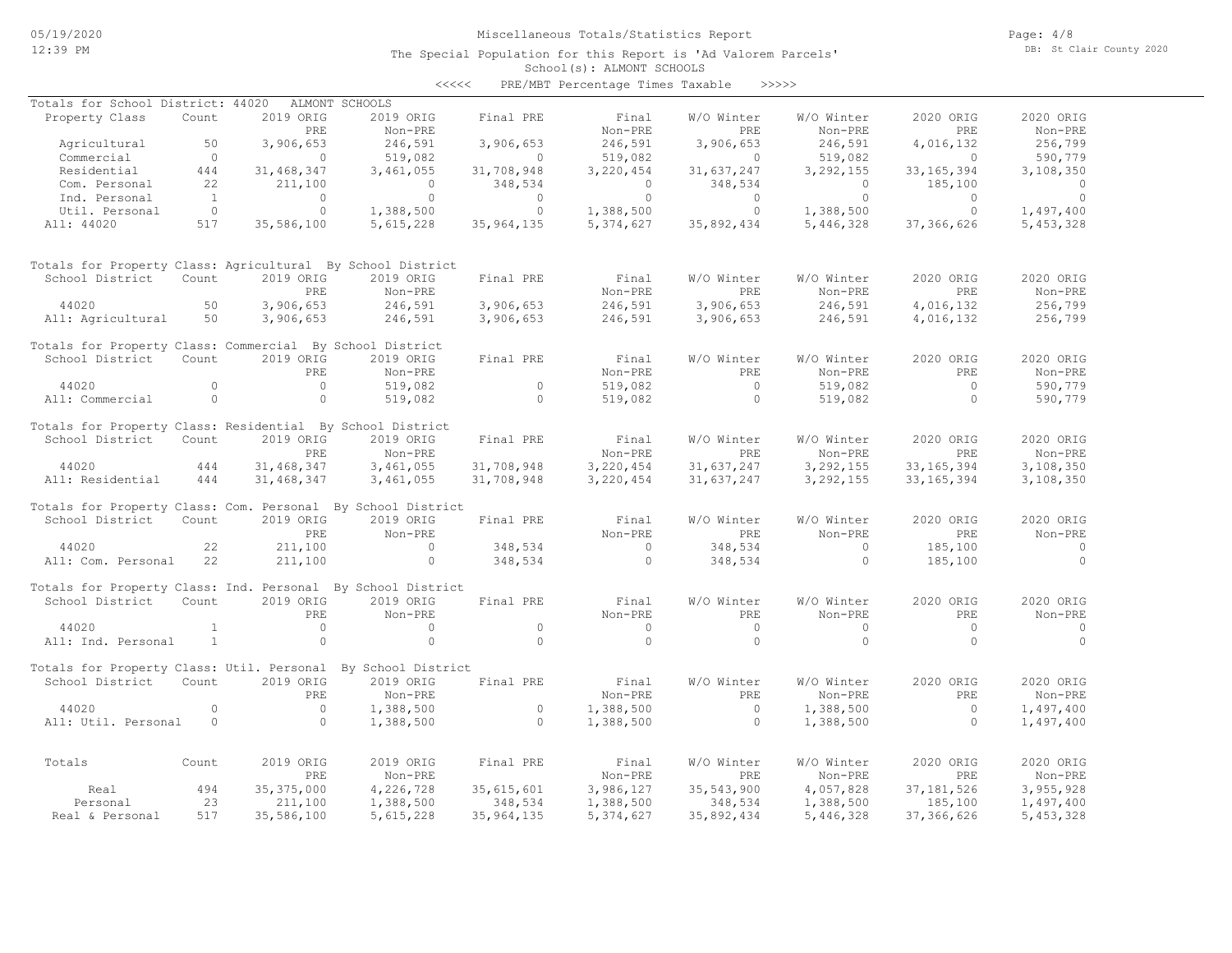# Miscellaneous Totals/Statistics Report

The Special Population for this Report is 'Ad Valorem Parcels'

School(s): ALMONT SCHOOLS

<<<<< PRE/MBT Percentage Times Taxable >>>>>

## Totals for School District: 44020 ALMONT SCHOOLS

| Property Class | Count | 2019 ORIG PRE | 2019 ORIG Non-PRE | Final PRE | Final Non-PRE | W/O Winter PRE | W/O Winter Non-PRE | 2020 ORIG PRE | 2020 ORIG Non-PRE |
|---|---|---|---|---|---|---|---|---|---|
| Agricultural | 50 | 3,906,653 | 246,591 | 3,906,653 | 246,591 | 3,906,653 | 246,591 | 4,016,132 | 256,799 |
| Commercial | 0 | 0 | 519,082 | 0 | 519,082 | 0 | 519,082 | 0 | 590,779 |
| Residential | 444 | 31,468,347 | 3,461,055 | 31,708,948 | 3,220,454 | 31,637,247 | 3,292,155 | 33,165,394 | 3,108,350 |
| Com. Personal | 22 | 211,100 | 0 | 348,534 | 0 | 348,534 | 0 | 185,100 | 0 |
| Ind. Personal | 1 | 0 | 0 | 0 | 0 | 0 | 0 | 0 | 0 |
| Util. Personal | 0 | 0 | 1,388,500 | 0 | 1,388,500 | 0 | 1,388,500 | 0 | 1,497,400 |
| All: 44020 | 517 | 35,586,100 | 5,615,228 | 35,964,135 | 5,374,627 | 35,892,434 | 5,446,328 | 37,366,626 | 5,453,328 |

## Totals for Property Class: Agricultural By School District

| School District | Count | 2019 ORIG PRE | 2019 ORIG Non-PRE | Final PRE | Final Non-PRE | W/O Winter PRE | W/O Winter Non-PRE | 2020 ORIG PRE | 2020 ORIG Non-PRE |
|---|---|---|---|---|---|---|---|---|---|
| 44020 | 50 | 3,906,653 | 246,591 | 3,906,653 | 246,591 | 3,906,653 | 246,591 | 4,016,132 | 256,799 |
| All: Agricultural | 50 | 3,906,653 | 246,591 | 3,906,653 | 246,591 | 3,906,653 | 246,591 | 4,016,132 | 256,799 |

## Totals for Property Class: Commercial By School District

| School District | Count | 2019 ORIG PRE | 2019 ORIG Non-PRE | Final PRE | Final Non-PRE | W/O Winter PRE | W/O Winter Non-PRE | 2020 ORIG PRE | 2020 ORIG Non-PRE |
|---|---|---|---|---|---|---|---|---|---|
| 44020 | 0 | 0 | 519,082 | 0 | 519,082 | 0 | 519,082 | 0 | 590,779 |
| All: Commercial | 0 | 0 | 519,082 | 0 | 519,082 | 0 | 519,082 | 0 | 590,779 |

## Totals for Property Class: Residential By School District

| School District | Count | 2019 ORIG PRE | 2019 ORIG Non-PRE | Final PRE | Final Non-PRE | W/O Winter PRE | W/O Winter Non-PRE | 2020 ORIG PRE | 2020 ORIG Non-PRE |
|---|---|---|---|---|---|---|---|---|---|
| 44020 | 444 | 31,468,347 | 3,461,055 | 31,708,948 | 3,220,454 | 31,637,247 | 3,292,155 | 33,165,394 | 3,108,350 |
| All: Residential | 444 | 31,468,347 | 3,461,055 | 31,708,948 | 3,220,454 | 31,637,247 | 3,292,155 | 33,165,394 | 3,108,350 |

## Totals for Property Class: Com. Personal By School District

| School District | Count | 2019 ORIG PRE | 2019 ORIG Non-PRE | Final PRE | Final Non-PRE | W/O Winter PRE | W/O Winter Non-PRE | 2020 ORIG PRE | 2020 ORIG Non-PRE |
|---|---|---|---|---|---|---|---|---|---|
| 44020 | 22 | 211,100 | 0 | 348,534 | 0 | 348,534 | 0 | 185,100 | 0 |
| All: Com. Personal | 22 | 211,100 | 0 | 348,534 | 0 | 348,534 | 0 | 185,100 | 0 |

## Totals for Property Class: Ind. Personal By School District

| School District | Count | 2019 ORIG PRE | 2019 ORIG Non-PRE | Final PRE | Final Non-PRE | W/O Winter PRE | W/O Winter Non-PRE | 2020 ORIG PRE | 2020 ORIG Non-PRE |
|---|---|---|---|---|---|---|---|---|---|
| 44020 | 1 | 0 | 0 | 0 | 0 | 0 | 0 | 0 | 0 |
| All: Ind. Personal | 1 | 0 | 0 | 0 | 0 | 0 | 0 | 0 | 0 |

## Totals for Property Class: Util. Personal By School District

| School District | Count | 2019 ORIG PRE | 2019 ORIG Non-PRE | Final PRE | Final Non-PRE | W/O Winter PRE | W/O Winter Non-PRE | 2020 ORIG PRE | 2020 ORIG Non-PRE |
|---|---|---|---|---|---|---|---|---|---|
| 44020 | 0 | 0 | 1,388,500 | 0 | 1,388,500 | 0 | 1,388,500 | 0 | 1,497,400 |
| All: Util. Personal | 0 | 0 | 1,388,500 | 0 | 1,388,500 | 0 | 1,388,500 | 0 | 1,497,400 |

## Totals

| Totals | Count | 2019 ORIG PRE | 2019 ORIG Non-PRE | Final PRE | Final Non-PRE | W/O Winter PRE | W/O Winter Non-PRE | 2020 ORIG PRE | 2020 ORIG Non-PRE |
|---|---|---|---|---|---|---|---|---|---|
| Real | 494 | 35,375,000 | 4,226,728 | 35,615,601 | 3,986,127 | 35,543,900 | 4,057,828 | 37,181,526 | 3,955,928 |
| Personal | 23 | 211,100 | 1,388,500 | 348,534 | 1,388,500 | 348,534 | 1,388,500 | 185,100 | 1,497,400 |
| Real & Personal | 517 | 35,586,100 | 5,615,228 | 35,964,135 | 5,374,627 | 35,892,434 | 5,446,328 | 37,366,626 | 5,453,328 |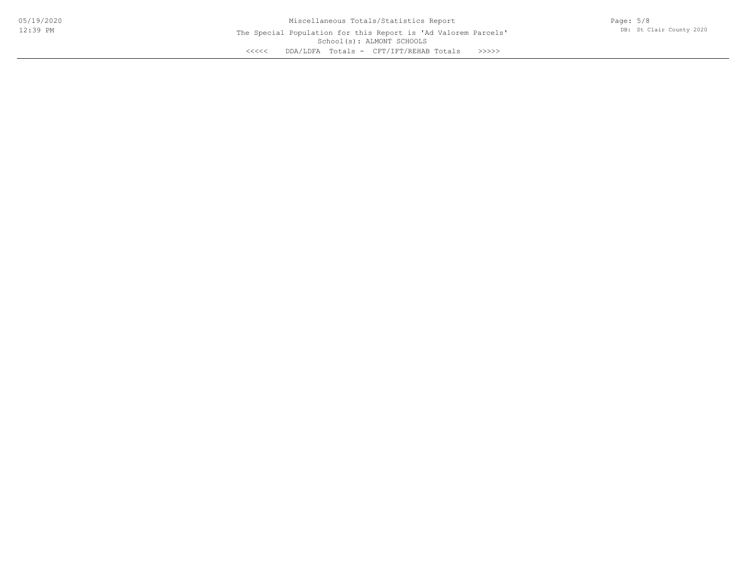Miscellaneous Totals/Statistics Report

The Special Population for this Report is 'Ad Valorem Parcels'

School(s): ALMONT SCHOOLS

<<<<< DDA/LDFA Totals - CFT/IFT/REHAB Totals >>>>>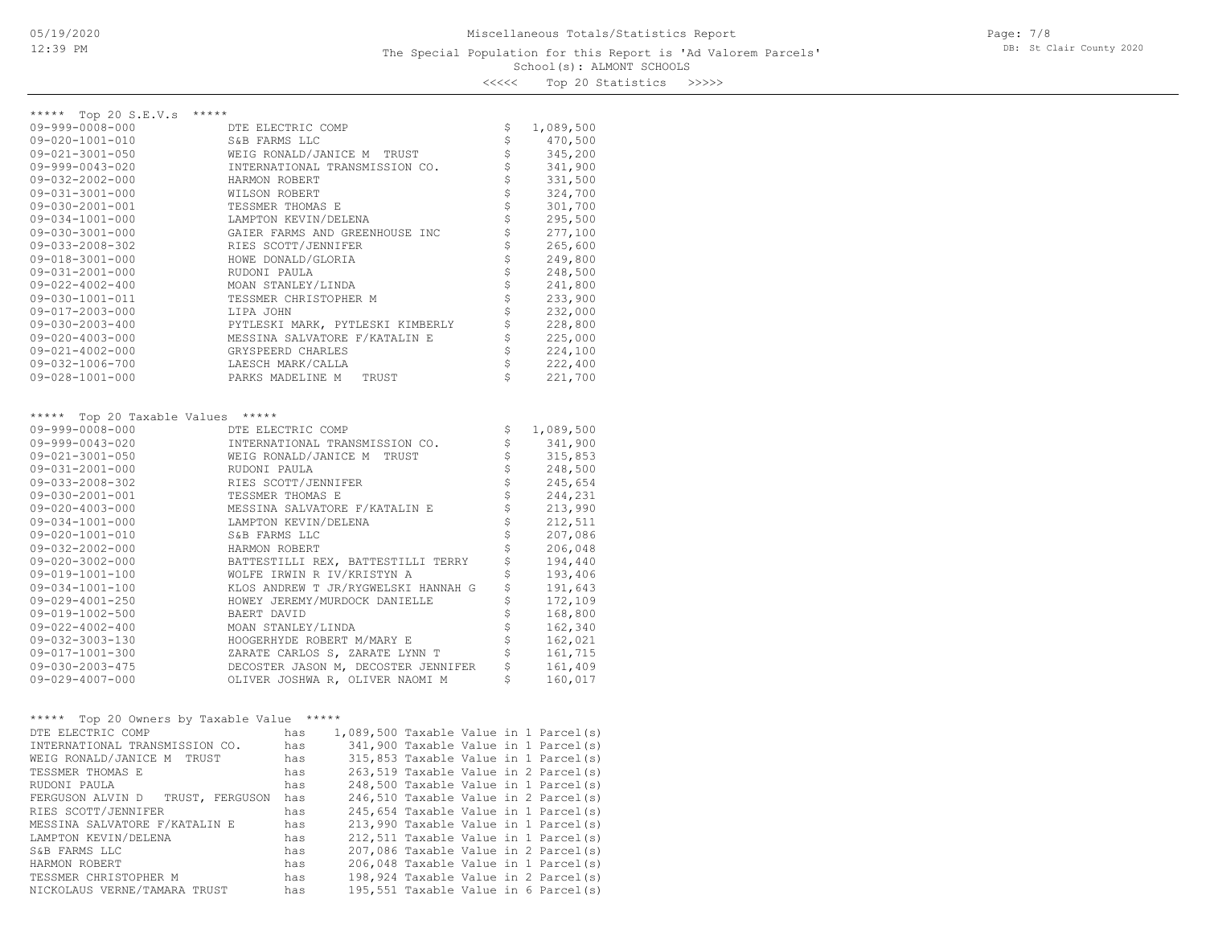Miscellaneous Totals/Statistics Report

The Special Population for this Report is 'Ad Valorem Parcels'

School(s): ALMONT SCHOOLS

<<<<< Top 20 Statistics >>>>>

## ***** Top 20 S.E.V.s *****

| Parcel | Owner | Amount |
|---|---|---|
| 09-999-0008-000 | DTE ELECTRIC COMP | $ 1,089,500 |
| 09-020-1001-010 | S&B FARMS LLC | $ 470,500 |
| 09-021-3001-050 | WEIG RONALD/JANICE M TRUST | $ 345,200 |
| 09-999-0043-020 | INTERNATIONAL TRANSMISSION CO. | $ 341,900 |
| 09-032-2002-000 | HARMON ROBERT | $ 331,500 |
| 09-031-3001-000 | WILSON ROBERT | $ 324,700 |
| 09-030-2001-001 | TESSMER THOMAS E | $ 301,700 |
| 09-034-1001-000 | LAMPTON KEVIN/DELENA | $ 295,500 |
| 09-030-3001-000 | GAIER FARMS AND GREENHOUSE INC | $ 277,100 |
| 09-033-2008-302 | RIES SCOTT/JENNIFER | $ 265,600 |
| 09-018-3001-000 | HOWE DONALD/GLORIA | $ 249,800 |
| 09-031-2001-000 | RUDONI PAULA | $ 248,500 |
| 09-022-4002-400 | MOAN STANLEY/LINDA | $ 241,800 |
| 09-030-1001-011 | TESSMER CHRISTOPHER M | $ 233,900 |
| 09-017-2003-000 | LIPA JOHN | $ 232,000 |
| 09-030-2003-400 | PYTLESKI MARK, PYTLESKI KIMBERLY | $ 228,800 |
| 09-020-4003-000 | MESSINA SALVATORE F/KATALIN E | $ 225,000 |
| 09-021-4002-000 | GRYSPEERD CHARLES | $ 224,100 |
| 09-032-1006-700 | LAESCH MARK/CALLA | $ 222,400 |
| 09-028-1001-000 | PARKS MADELINE M TRUST | $ 221,700 |

## ***** Top 20 Taxable Values *****

| Parcel | Owner | Amount |
|---|---|---|
| 09-999-0008-000 | DTE ELECTRIC COMP | $ 1,089,500 |
| 09-999-0043-020 | INTERNATIONAL TRANSMISSION CO. | $ 341,900 |
| 09-021-3001-050 | WEIG RONALD/JANICE M TRUST | $ 315,853 |
| 09-031-2001-000 | RUDONI PAULA | $ 248,500 |
| 09-033-2008-302 | RIES SCOTT/JENNIFER | $ 245,654 |
| 09-030-2001-001 | TESSMER THOMAS E | $ 244,231 |
| 09-020-4003-000 | MESSINA SALVATORE F/KATALIN E | $ 213,990 |
| 09-034-1001-000 | LAMPTON KEVIN/DELENA | $ 212,511 |
| 09-020-1001-010 | S&B FARMS LLC | $ 207,086 |
| 09-032-2002-000 | HARMON ROBERT | $ 206,048 |
| 09-020-3002-000 | BATTESTILLI REX, BATTESTILLI TERRY | $ 194,440 |
| 09-019-1001-100 | WOLFE IRWIN R IV/KRISTYN A | $ 193,406 |
| 09-034-1001-100 | KLOS ANDREW T JR/RYGWELSKI HANNAH G | $ 191,643 |
| 09-029-4001-250 | HOWEY JEREMY/MURDOCK DANIELLE | $ 172,109 |
| 09-019-1002-500 | BAERT DAVID | $ 168,800 |
| 09-022-4002-400 | MOAN STANLEY/LINDA | $ 162,340 |
| 09-032-3003-130 | HOOGERHYDE ROBERT M/MARY E | $ 162,021 |
| 09-017-1001-300 | ZARATE CARLOS S, ZARATE LYNN T | $ 161,715 |
| 09-030-2003-475 | DECOSTER JASON M, DECOSTER JENNIFER | $ 161,409 |
| 09-029-4007-000 | OLIVER JOSHWA R, OLIVER NAOMI M | $ 160,017 |

## ***** Top 20 Owners by Taxable Value *****

| Owner | | Taxable Value | Parcels |
|---|---|---|---|
| DTE ELECTRIC COMP | has | 1,089,500 Taxable Value | in 1 Parcel(s) |
| INTERNATIONAL TRANSMISSION CO. | has | 341,900 Taxable Value | in 1 Parcel(s) |
| WEIG RONALD/JANICE M TRUST | has | 315,853 Taxable Value | in 1 Parcel(s) |
| TESSMER THOMAS E | has | 263,519 Taxable Value | in 2 Parcel(s) |
| RUDONI PAULA | has | 248,500 Taxable Value | in 1 Parcel(s) |
| FERGUSON ALVIN D TRUST, FERGUSON | has | 246,510 Taxable Value | in 2 Parcel(s) |
| RIES SCOTT/JENNIFER | has | 245,654 Taxable Value | in 1 Parcel(s) |
| MESSINA SALVATORE F/KATALIN E | has | 213,990 Taxable Value | in 1 Parcel(s) |
| LAMPTON KEVIN/DELENA | has | 212,511 Taxable Value | in 1 Parcel(s) |
| S&B FARMS LLC | has | 207,086 Taxable Value | in 2 Parcel(s) |
| HARMON ROBERT | has | 206,048 Taxable Value | in 1 Parcel(s) |
| TESSMER CHRISTOPHER M | has | 198,924 Taxable Value | in 2 Parcel(s) |
| NICKOLAUS VERNE/TAMARA TRUST | has | 195,551 Taxable Value | in 6 Parcel(s) |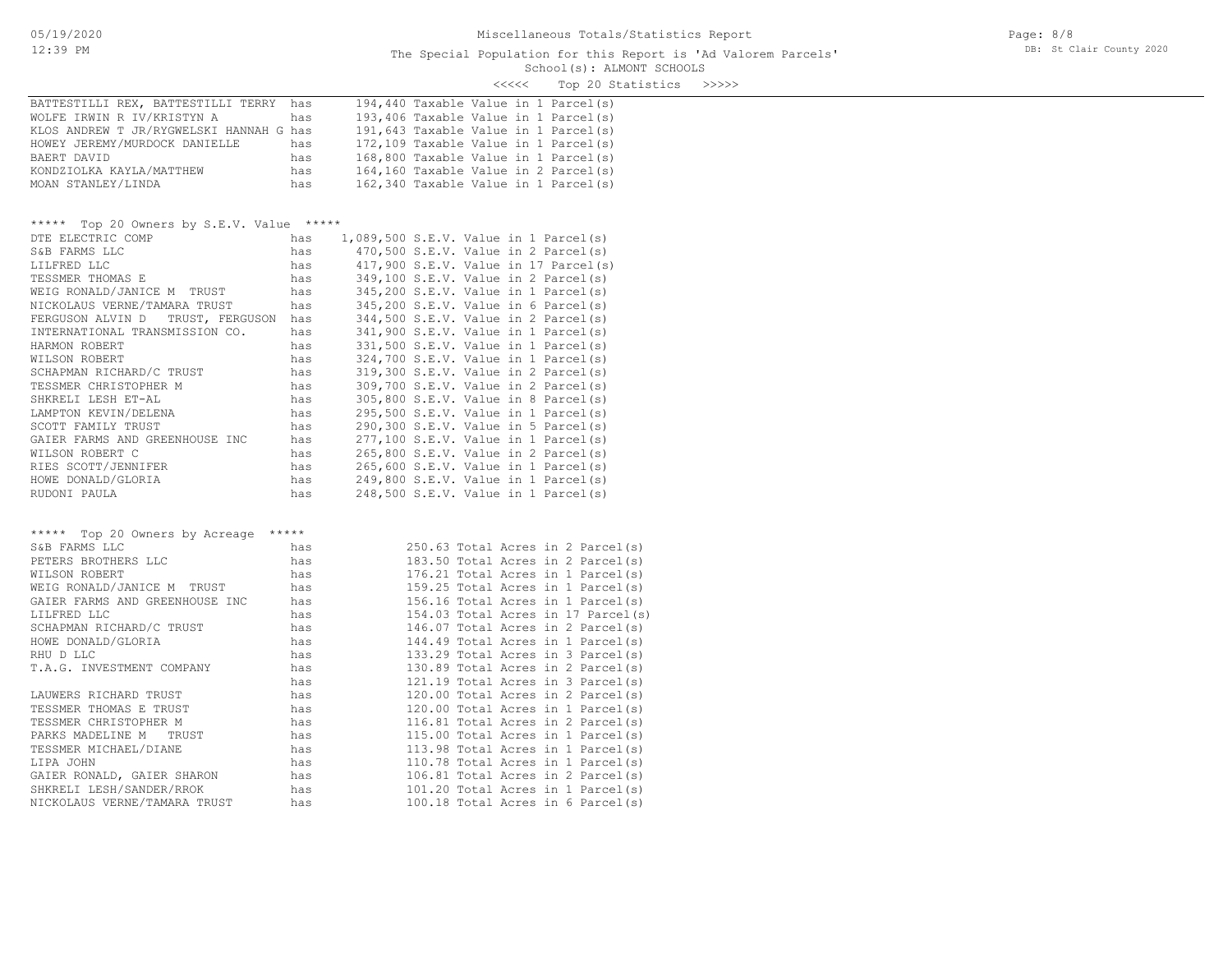Miscellaneous Totals/Statistics Report

The Special Population for this Report is 'Ad Valorem Parcels'

School(s): ALMONT SCHOOLS

<<<<< Top 20 Statistics >>>>>

| | | |
|---|---|---|
| BATTESTILLI REX, BATTESTILLI TERRY | has | 194,440 Taxable Value in 1 Parcel(s) |
| WOLFE IRWIN R IV/KRISTYN A | has | 193,406 Taxable Value in 1 Parcel(s) |
| KLOS ANDREW T JR/RYGWELSKI HANNAH G | has | 191,643 Taxable Value in 1 Parcel(s) |
| HOWEY JEREMY/MURDOCK DANIELLE | has | 172,109 Taxable Value in 1 Parcel(s) |
| BAERT DAVID | has | 168,800 Taxable Value in 1 Parcel(s) |
| KONDZIOLKA KAYLA/MATTHEW | has | 164,160 Taxable Value in 2 Parcel(s) |
| MOAN STANLEY/LINDA | has | 162,340 Taxable Value in 1 Parcel(s) |

***** Top 20 Owners by S.E.V. Value *****

| | | |
|---|---|---|
| DTE ELECTRIC COMP | has | 1,089,500 S.E.V. Value in 1 Parcel(s) |
| S&B FARMS LLC | has | 470,500 S.E.V. Value in 2 Parcel(s) |
| LILFRED LLC | has | 417,900 S.E.V. Value in 17 Parcel(s) |
| TESSMER THOMAS E | has | 349,100 S.E.V. Value in 2 Parcel(s) |
| WEIG RONALD/JANICE M TRUST | has | 345,200 S.E.V. Value in 1 Parcel(s) |
| NICKOLAUS VERNE/TAMARA TRUST | has | 345,200 S.E.V. Value in 6 Parcel(s) |
| FERGUSON ALVIN D TRUST, FERGUSON | has | 344,500 S.E.V. Value in 2 Parcel(s) |
| INTERNATIONAL TRANSMISSION CO. | has | 341,900 S.E.V. Value in 1 Parcel(s) |
| HARMON ROBERT | has | 331,500 S.E.V. Value in 1 Parcel(s) |
| WILSON ROBERT | has | 324,700 S.E.V. Value in 1 Parcel(s) |
| SCHAPMAN RICHARD/C TRUST | has | 319,300 S.E.V. Value in 2 Parcel(s) |
| TESSMER CHRISTOPHER M | has | 309,700 S.E.V. Value in 2 Parcel(s) |
| SHKRELI LESH ET-AL | has | 305,800 S.E.V. Value in 8 Parcel(s) |
| LAMPTON KEVIN/DELENA | has | 295,500 S.E.V. Value in 1 Parcel(s) |
| SCOTT FAMILY TRUST | has | 290,300 S.E.V. Value in 5 Parcel(s) |
| GAIER FARMS AND GREENHOUSE INC | has | 277,100 S.E.V. Value in 1 Parcel(s) |
| WILSON ROBERT C | has | 265,800 S.E.V. Value in 2 Parcel(s) |
| RIES SCOTT/JENNIFER | has | 265,600 S.E.V. Value in 1 Parcel(s) |
| HOWE DONALD/GLORIA | has | 249,800 S.E.V. Value in 1 Parcel(s) |
| RUDONI PAULA | has | 248,500 S.E.V. Value in 1 Parcel(s) |

***** Top 20 Owners by Acreage *****

| | | |
|---|---|---|
| S&B FARMS LLC | has | 250.63 Total Acres in 2 Parcel(s) |
| PETERS BROTHERS LLC | has | 183.50 Total Acres in 2 Parcel(s) |
| WILSON ROBERT | has | 176.21 Total Acres in 1 Parcel(s) |
| WEIG RONALD/JANICE M TRUST | has | 159.25 Total Acres in 1 Parcel(s) |
| GAIER FARMS AND GREENHOUSE INC | has | 156.16 Total Acres in 1 Parcel(s) |
| LILFRED LLC | has | 154.03 Total Acres in 17 Parcel(s) |
| SCHAPMAN RICHARD/C TRUST | has | 146.07 Total Acres in 2 Parcel(s) |
| HOWE DONALD/GLORIA | has | 144.49 Total Acres in 1 Parcel(s) |
| RHU D LLC | has | 133.29 Total Acres in 3 Parcel(s) |
| T.A.G. INVESTMENT COMPANY | has | 130.89 Total Acres in 2 Parcel(s) |
| | has | 121.19 Total Acres in 3 Parcel(s) |
| LAUWERS RICHARD TRUST | has | 120.00 Total Acres in 2 Parcel(s) |
| TESSMER THOMAS E TRUST | has | 120.00 Total Acres in 1 Parcel(s) |
| TESSMER CHRISTOPHER M | has | 116.81 Total Acres in 2 Parcel(s) |
| PARKS MADELINE M TRUST | has | 115.00 Total Acres in 1 Parcel(s) |
| TESSMER MICHAEL/DIANE | has | 113.98 Total Acres in 1 Parcel(s) |
| LIPA JOHN | has | 110.78 Total Acres in 1 Parcel(s) |
| GAIER RONALD, GAIER SHARON | has | 106.81 Total Acres in 2 Parcel(s) |
| SHKRELI LESH/SANDER/RROK | has | 101.20 Total Acres in 1 Parcel(s) |
| NICKOLAUS VERNE/TAMARA TRUST | has | 100.18 Total Acres in 6 Parcel(s) |